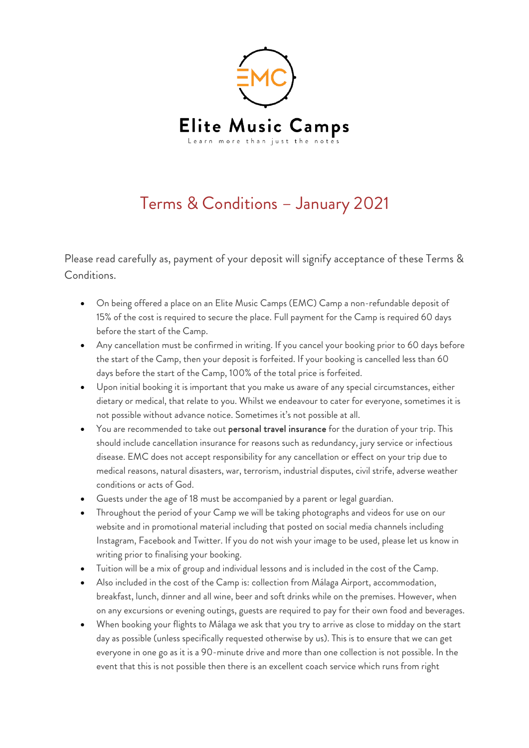# Elite Music Camps

Learn more than just the notes

## Terms & Conditions – January 2021

Please read carefully as, payment of your deposit will signify acceptance of these Terms & Conditions.

- On being offered a place on an Elite Music Camps (EMC) Camp a non-refundable deposit of 15% of the cost is required to secure the place. Full payment for the Camp is required 60 days before the start of the Camp.
- Any cancellation must be confirmed in writing. If you cancel your booking prior to 60 days before the start of the Camp, then your deposit is forfeited. If your booking is cancelled less than 60 days before the start of the Camp, 100% of the total price is forfeited.
- Upon initial booking it is important that you make us aware of any special circumstances, either dietary or medical, that relate to you. Whilst we endeavour to cater for everyone, sometimes it is not possible without advance notice. Sometimes it's not possible at all.
- You are recommended to take out **personal travel insurance** for the duration of your trip. This should include cancellation insurance for reasons such as redundancy, jury service or infectious disease. EMC does not accept responsibility for any cancellation or effect on your trip due to medical reasons, natural disasters, war, terrorism, industrial disputes, civil strife, adverse weather conditions or acts of God.
- Guests under the age of 18 must be accompanied by a parent or legal guardian.
- Throughout the period of your Camp we will be taking photographs and videos for use on our website and in promotional material including that posted on social media channels including Instagram, Facebook and Twitter. If you do not wish your image to be used, please let us know in writing prior to finalising your booking.
- Tuition will be a mix of group and individual lessons and is included in the cost of the Camp.
- Also included in the cost of the Camp is: collection from Málaga Airport, accommodation, breakfast, lunch, dinner and all wine, beer and soft drinks while on the premises. However, when on any excursions or evening outings, guests are required to pay for their own food and beverages.
- When booking your flights to Málaga we ask that you try to arrive as close to midday on the start day as possible (unless specifically requested otherwise by us). This is to ensure that we can get everyone in one go as it is a 90-minute drive and more than one collection is not possible. In the event that this is not possible then there is an excellent coach service which runs from right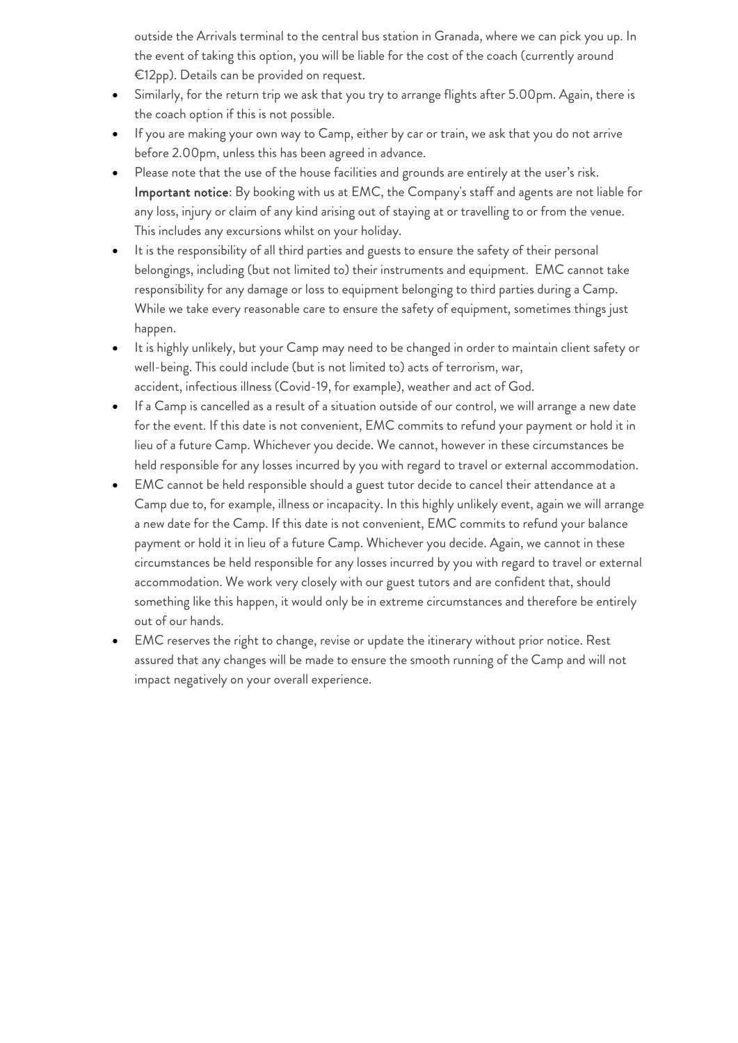outside the Arrivals terminal to the central bus station in Granada, where we can pick you up. In the event of taking this option, you will be liable for the cost of the coach (currently around €12pp). Details can be provided on request.

- Similarly, for the return trip we ask that you try to arrange flights after 5.00pm. Again, there is the coach option if this is not possible.
- If you are making your own way to Camp, either by car or train, we ask that you do not arrive before 2.00pm, unless this has been agreed in advance.
- Please note that the use of the house facilities and grounds are entirely at the user's risk. **Important notice**: By booking with us at EMC, the Company's staff and agents are not liable for any loss, injury or claim of any kind arising out of staying at or travelling to or from the venue. This includes any excursions whilst on your holiday.
- It is the responsibility of all third parties and guests to ensure the safety of their personal belongings, including (but not limited to) their instruments and equipment. EMC cannot take responsibility for any damage or loss to equipment belonging to third parties during a Camp. While we take every reasonable care to ensure the safety of equipment, sometimes things just happen.
- It is highly unlikely, but your Camp may need to be changed in order to maintain client safety or well-being. This could include (but is not limited to) acts of terrorism, war, accident, infectious illness (Covid-19, for example), weather and act of God.
- If a Camp is cancelled as a result of a situation outside of our control, we will arrange a new date for the event. If this date is not convenient, EMC commits to refund your payment or hold it in lieu of a future Camp. Whichever you decide. We cannot, however in these circumstances be held responsible for any losses incurred by you with regard to travel or external accommodation.
- EMC cannot be held responsible should a guest tutor decide to cancel their attendance at a Camp due to, for example, illness or incapacity. In this highly unlikely event, again we will arrange a new date for the Camp. If this date is not convenient, EMC commits to refund your balance payment or hold it in lieu of a future Camp. Whichever you decide. Again, we cannot in these circumstances be held responsible for any losses incurred by you with regard to travel or external accommodation. We work very closely with our guest tutors and are confident that, should something like this happen, it would only be in extreme circumstances and therefore be entirely out of our hands.
- EMC reserves the right to change, revise or update the itinerary without prior notice. Rest assured that any changes will be made to ensure the smooth running of the Camp and will not impact negatively on your overall experience.